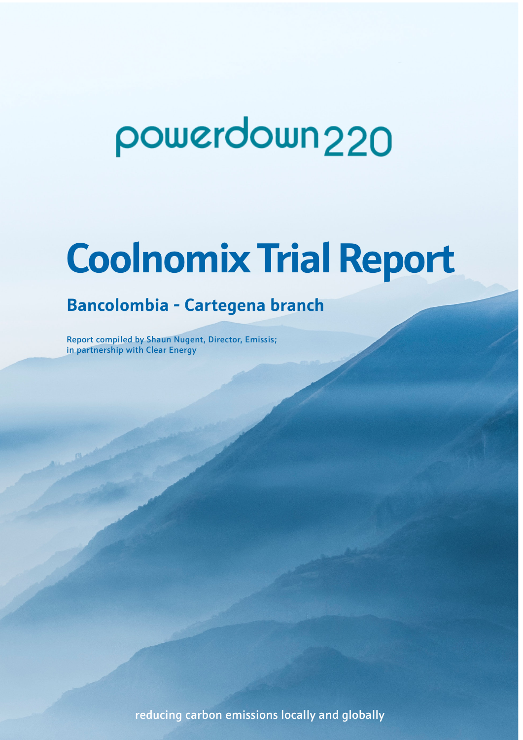powerdown220

# Coolnomix Trial Report

## Bancolombia - Cartegena branch

**Report compiled by Shaun Nugent, Director, Emissis; in partnership with Clear Energy**

reducing carbon emissions locally and globally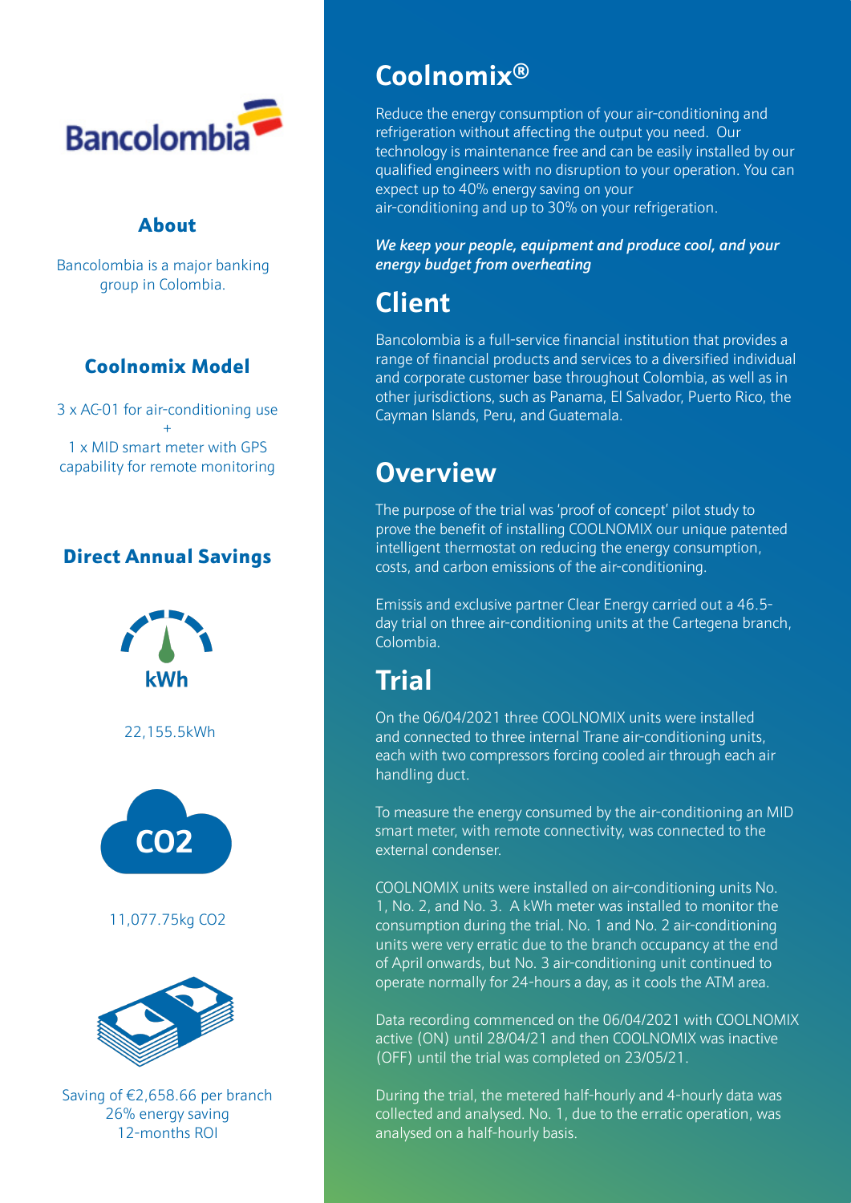Bancolombia

## About

Bancolombia is a major banking group in Colombia.

## Coolnomix Model

3 x AC-01 for air-conditioning use
+
1 x MID smart meter with GPS capability for remote monitoring

## Direct Annual Savings

kWh

22,155.5kWh

$CO_2$

11,077.75kg $CO_2$

Saving of €2,658.66 per branch
26% energy saving
12-months ROI

# Coolnomix®

Reduce the energy consumption of your air-conditioning and refrigeration without affecting the output you need. Our technology is maintenance free and can be easily installed by our qualified engineers with no disruption to your operation. You can expect up to 40% energy saving on your air-conditioning and up to 30% on your refrigeration.

***We keep your people, equipment and produce cool, and your energy budget from overheating***

# Client

Bancolombia is a full-service financial institution that provides a range of financial products and services to a diversified individual and corporate customer base throughout Colombia, as well as in other jurisdictions, such as Panama, El Salvador, Puerto Rico, the Cayman Islands, Peru, and Guatemala.

# Overview

The purpose of the trial was 'proof of concept' pilot study to prove the benefit of installing COOLNOMIX our unique patented intelligent thermostat on reducing the energy consumption, costs, and carbon emissions of the air-conditioning.

Emissis and exclusive partner Clear Energy carried out a 46.5-day trial on three air-conditioning units at the Cartegena branch, Colombia.

# Trial

On the 06/04/2021 three COOLNOMIX units were installed and connected to three internal Trane air-conditioning units, each with two compressors forcing cooled air through each air handling duct.

To measure the energy consumed by the air-conditioning an MID smart meter, with remote connectivity, was connected to the external condenser.

COOLNOMIX units were installed on air-conditioning units No. 1, No. 2, and No. 3. A kWh meter was installed to monitor the consumption during the trial. No. 1 and No. 2 air-conditioning units were very erratic due to the branch occupancy at the end of April onwards, but No. 3 air-conditioning unit continued to operate normally for 24-hours a day, as it cools the ATM area.

Data recording commenced on the 06/04/2021 with COOLNOMIX active (ON) until 28/04/21 and then COOLNOMIX was inactive (OFF) until the trial was completed on 23/05/21.

During the trial, the metered half-hourly and 4-hourly data was collected and analysed. No. 1, due to the erratic operation, was analysed on a half-hourly basis.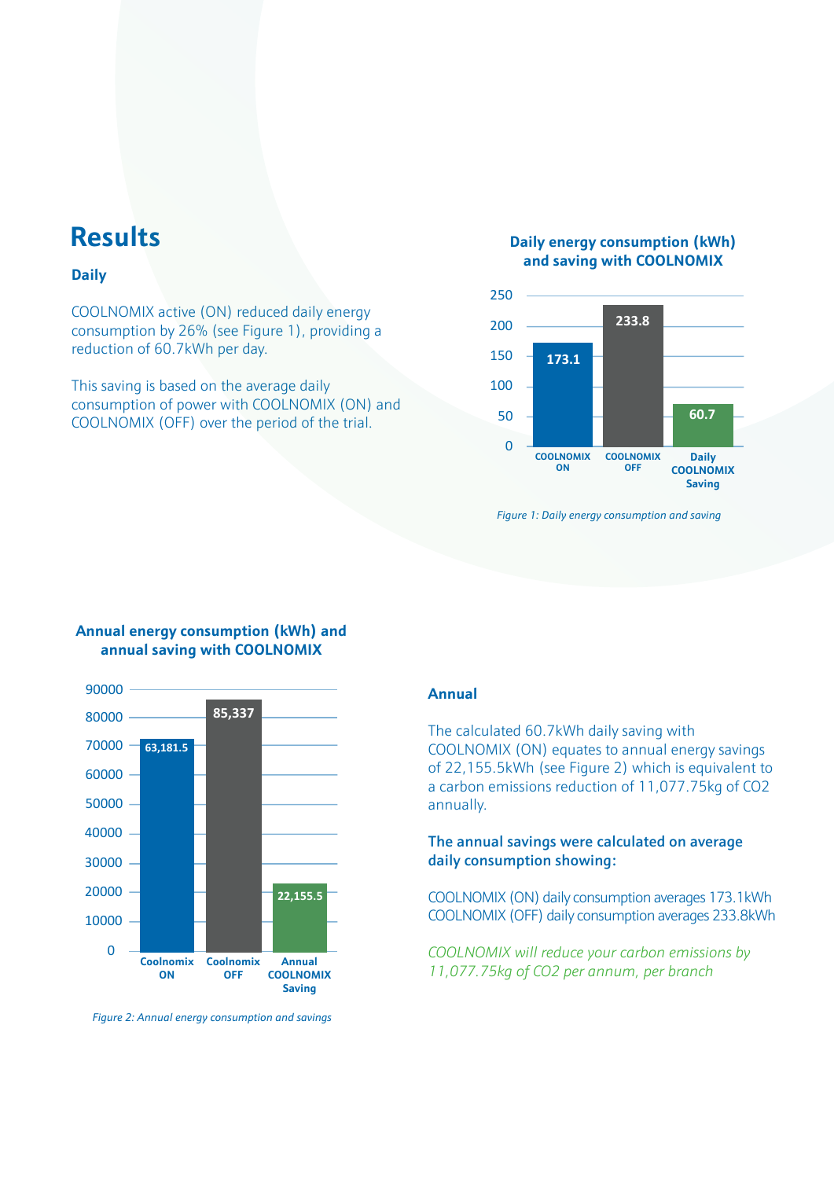# Results

### Daily

COOLNOMIX active (ON) reduced daily energy consumption by 26% (see Figure 1), providing a reduction of 60.7kWh per day.

This saving is based on the average daily consumption of power with COOLNOMIX (ON) and COOLNOMIX (OFF) over the period of the trial.

**Daily energy consumption (kWh) and saving with COOLNOMIX**

| | COOLNOMIX ON | COOLNOMIX OFF | Daily COOLNOMIX Saving |
|---|---|---|---|
| kWh | 173.1 | 233.8 | 60.7 |

*Figure 1: Daily energy consumption and saving*

**Annual energy consumption (kWh) and annual saving with COOLNOMIX**

| | Coolnomix ON | Coolnomix OFF | Annual COOLNOMIX Saving |
|---|---|---|---|
| kWh | 63,181.5 | 85,337 | 22,155.5 |

*Figure 2: Annual energy consumption and savings*

### Annual

The calculated 60.7kWh daily saving with COOLNOMIX (ON) equates to annual energy savings of 22,155.5kWh (see Figure 2) which is equivalent to a carbon emissions reduction of 11,077.75kg of $CO_2$ annually.

**The annual savings were calculated on average daily consumption showing:**

COOLNOMIX (ON) daily consumption averages 173.1kWh
COOLNOMIX (OFF) daily consumption averages 233.8kWh

*COOLNOMIX will reduce your carbon emissions by 11,077.75kg of $CO_2$ per annum, per branch*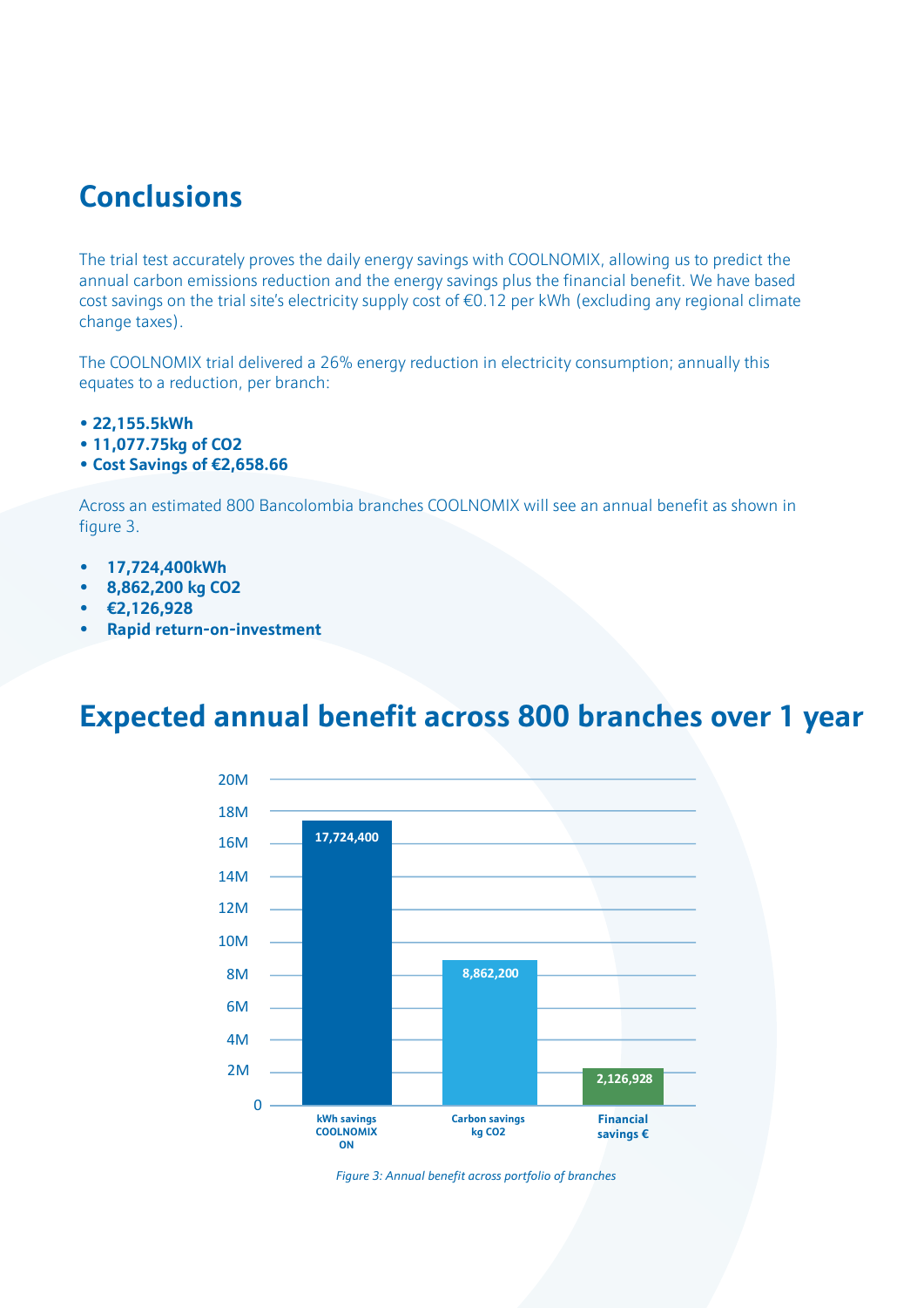## Conclusions

The trial test accurately proves the daily energy savings with COOLNOMIX, allowing us to predict the annual carbon emissions reduction and the energy savings plus the financial benefit. We have based cost savings on the trial site's electricity supply cost of €0.12 per kWh (excluding any regional climate change taxes).

The COOLNOMIX trial delivered a 26% energy reduction in electricity consumption; annually this equates to a reduction, per branch:

- **22,155.5kWh**
- **11,077.75kg of $CO_2$**
- **Cost Savings of €2,658.66**

Across an estimated 800 Bancolombia branches COOLNOMIX will see an annual benefit as shown in figure 3.

- **17,724,400kWh**
- **8,862,200 kg $CO_2$**
- **€2,126,928**
- **Rapid return-on-investment**

## Expected annual benefit across 800 branches over 1 year

| | kWh savings COOLNOMIX ON | Carbon savings kg $CO_2$ | Financial savings € |
|---|---|---|---|
| Value | 17,724,400 | 8,862,200 | 2,126,928 |

*Figure 3: Annual benefit across portfolio of branches*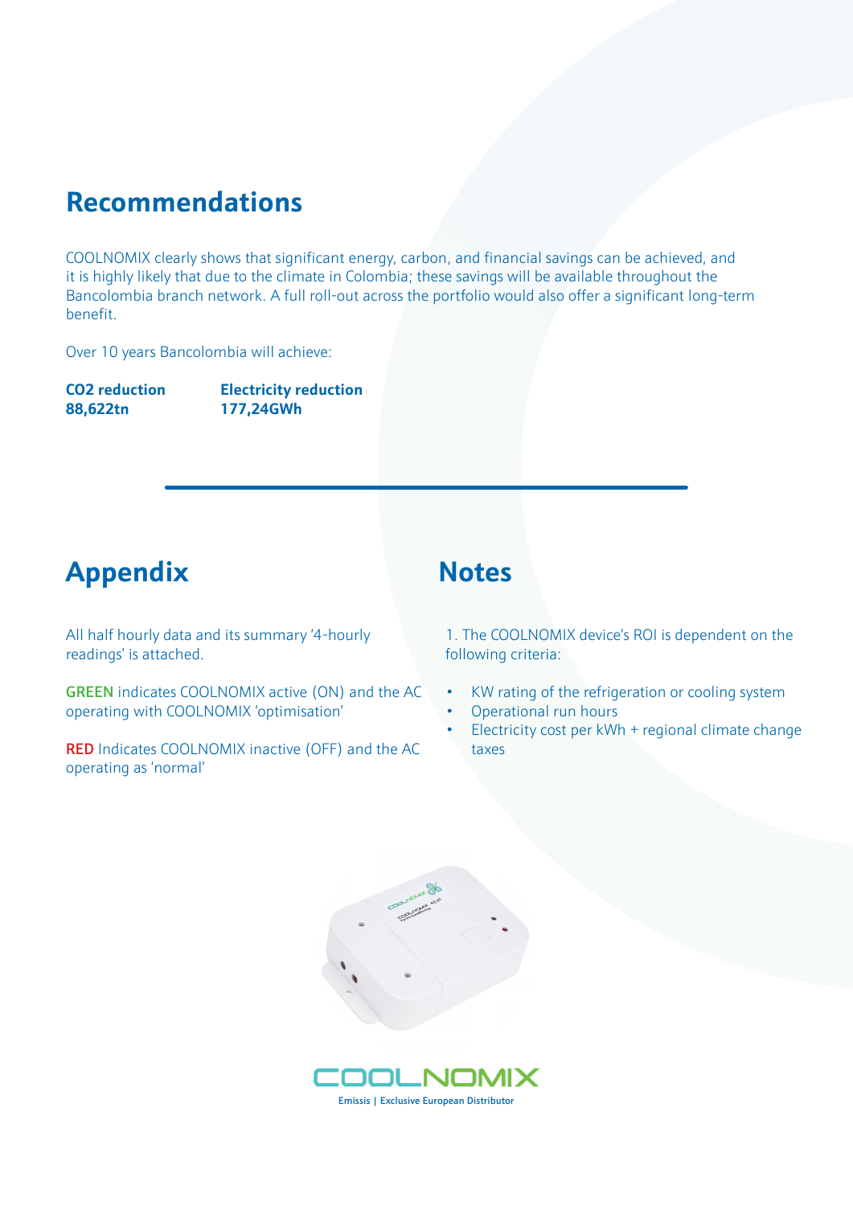## Recommendations

COOLNOMIX clearly shows that significant energy, carbon, and financial savings can be achieved, and it is highly likely that due to the climate in Colombia; these savings will be available throughout the Bancolombia branch network. A full roll-out across the portfolio would also offer a significant long-term benefit.

Over 10 years Bancolombia will achieve:

| **CO2 reduction** | **Electricity reduction** |
| --- | --- |
| **88,622tn** | **177,24GWh** |

## Appendix

All half hourly data and its summary '4-hourly readings' is attached.

**GREEN** indicates COOLNOMIX active (ON) and the AC operating with COOLNOMIX 'optimisation'

**RED** Indicates COOLNOMIX inactive (OFF) and the AC operating as 'normal'

## Notes

1. The COOLNOMIX device's ROI is dependent on the following criteria:

- KW rating of the refrigeration or cooling system
- Operational run hours
- Electricity cost per kWh + regional climate change taxes

COOLNOMIX

Emissis | Exclusive European Distributor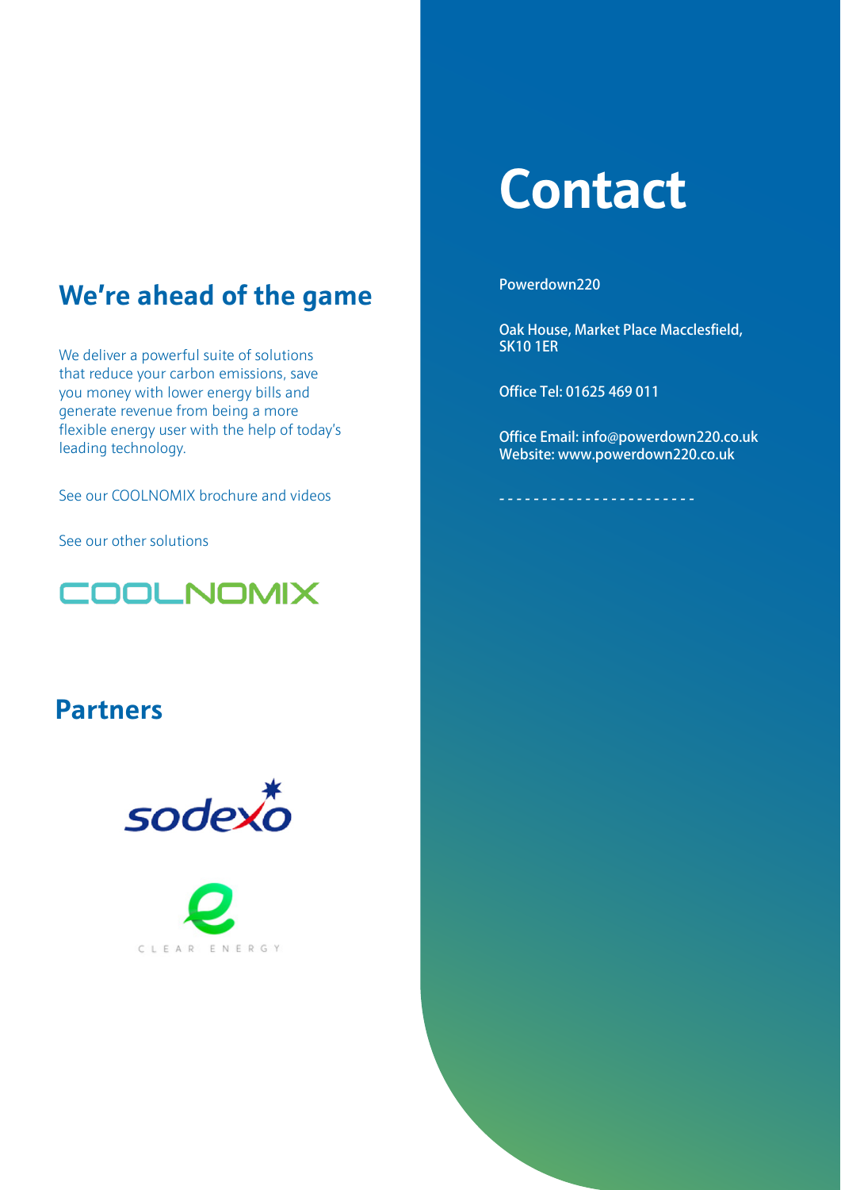## We're ahead of the game

We deliver a powerful suite of solutions that reduce your carbon emissions, save you money with lower energy bills and generate revenue from being a more flexible energy user with the help of today's leading technology.

See our COOLNOMIX brochure and videos

See our other solutions

COOLNOMIX

## Partners

sodexo

CLEAR ENERGY

# Contact

Powerdown220

Oak House, Market Place Macclesfield, SK10 1ER

Office Tel: 01625 469 011

Office Email: info@powerdown220.co.uk
Website: www.powerdown220.co.uk